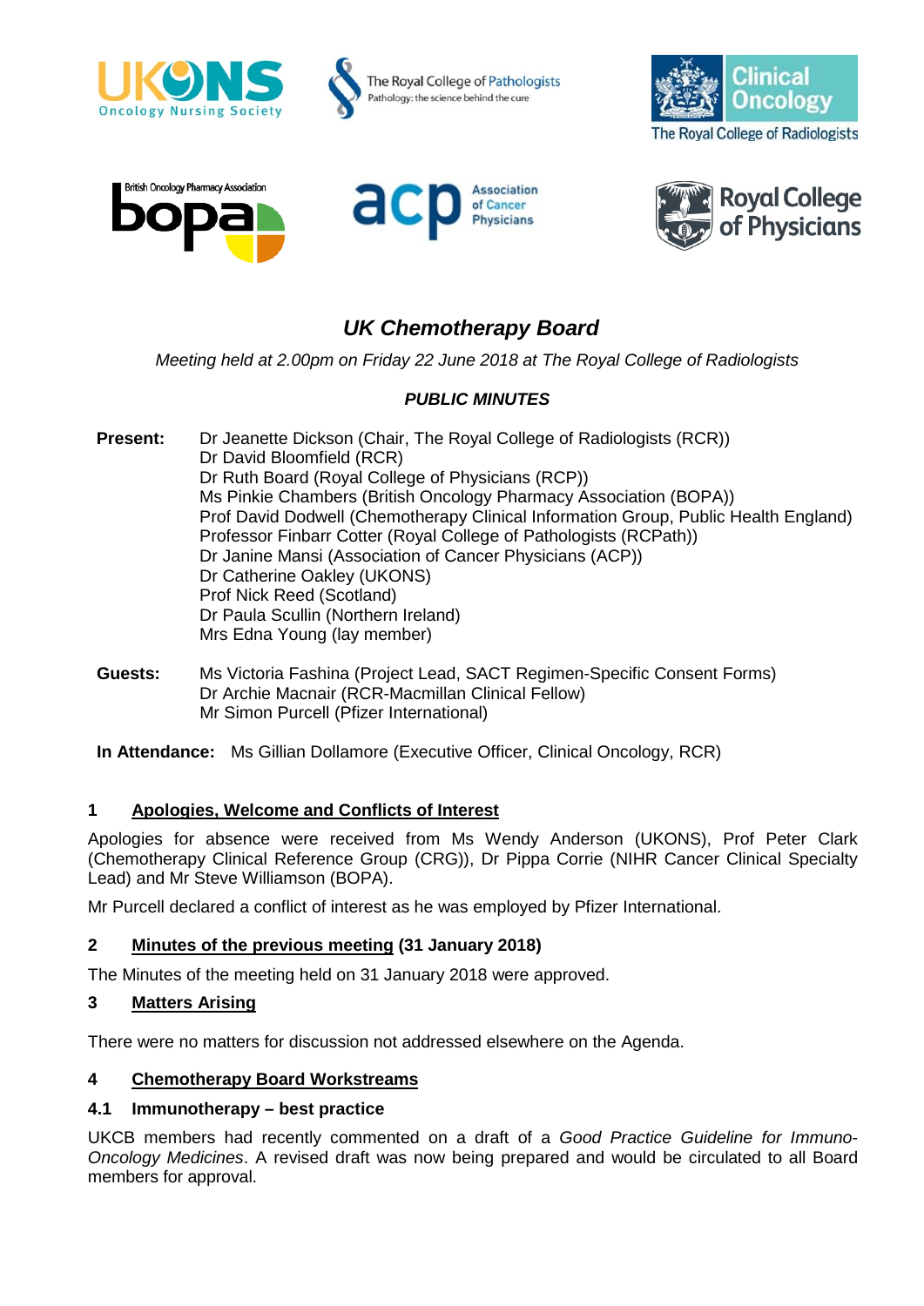# *UK Chemotherapy Board*

*Meeting held at 2.00pm on Friday 22 June 2018 at The Royal College of Radiologists*

***PUBLIC MINUTES***

**Present:**
Dr Jeanette Dickson (Chair, The Royal College of Radiologists (RCR))
Dr David Bloomfield (RCR)
Dr Ruth Board (Royal College of Physicians (RCP))
Ms Pinkie Chambers (British Oncology Pharmacy Association (BOPA))
Prof David Dodwell (Chemotherapy Clinical Information Group, Public Health England)
Professor Finbarr Cotter (Royal College of Pathologists (RCPath))
Dr Janine Mansi (Association of Cancer Physicians (ACP))
Dr Catherine Oakley (UKONS)
Prof Nick Reed (Scotland)
Dr Paula Scullin (Northern Ireland)
Mrs Edna Young (lay member)

**Guests:**
Ms Victoria Fashina (Project Lead, SACT Regimen-Specific Consent Forms)
Dr Archie Macnair (RCR-Macmillan Clinical Fellow)
Mr Simon Purcell (Pfizer International)

**In Attendance:** Ms Gillian Dollamore (Executive Officer, Clinical Oncology, RCR)

## 1 Apologies, Welcome and Conflicts of Interest

Apologies for absence were received from Ms Wendy Anderson (UKONS), Prof Peter Clark (Chemotherapy Clinical Reference Group (CRG)), Dr Pippa Corrie (NIHR Cancer Clinical Specialty Lead) and Mr Steve Williamson (BOPA).

Mr Purcell declared a conflict of interest as he was employed by Pfizer International.

## 2 Minutes of the previous meeting (31 January 2018)

The Minutes of the meeting held on 31 January 2018 were approved.

## 3 Matters Arising

There were no matters for discussion not addressed elsewhere on the Agenda.

## 4 Chemotherapy Board Workstreams

### 4.1 Immunotherapy – best practice

UKCB members had recently commented on a draft of a *Good Practice Guideline for Immuno-Oncology Medicines*. A revised draft was now being prepared and would be circulated to all Board members for approval.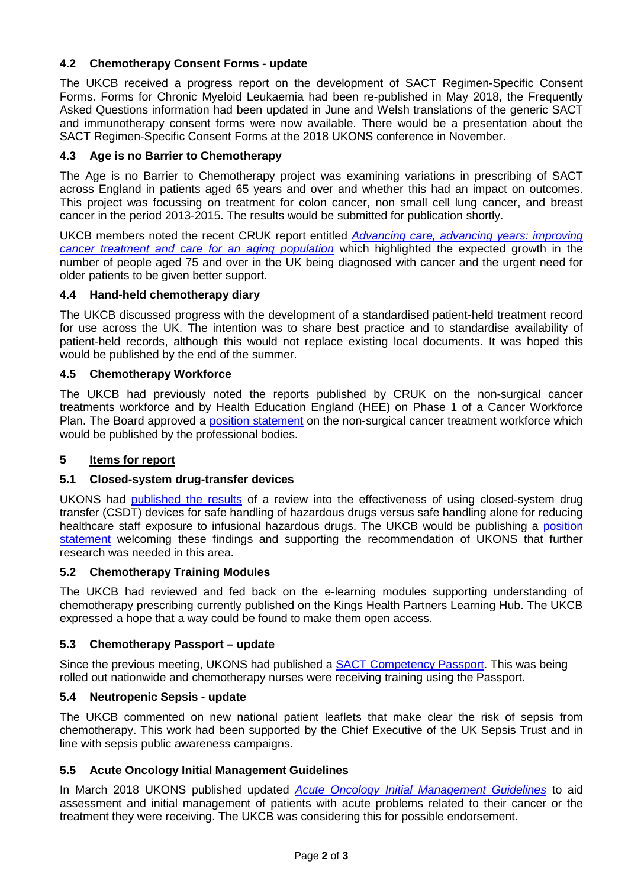### 4.2 Chemotherapy Consent Forms - update

The UKCB received a progress report on the development of SACT Regimen-Specific Consent Forms. Forms for Chronic Myeloid Leukaemia had been re-published in May 2018, the Frequently Asked Questions information had been updated in June and Welsh translations of the generic SACT and immunotherapy consent forms were now available. There would be a presentation about the SACT Regimen-Specific Consent Forms at the 2018 UKONS conference in November.

### 4.3 Age is no Barrier to Chemotherapy

The Age is no Barrier to Chemotherapy project was examining variations in prescribing of SACT across England in patients aged 65 years and over and whether this had an impact on outcomes. This project was focussing on treatment for colon cancer, non small cell lung cancer, and breast cancer in the period 2013-2015. The results would be submitted for publication shortly.

UKCB members noted the recent CRUK report entitled *Advancing care, advancing years: improving cancer treatment and care for an aging population* which highlighted the expected growth in the number of people aged 75 and over in the UK being diagnosed with cancer and the urgent need for older patients to be given better support.

### 4.4 Hand-held chemotherapy diary

The UKCB discussed progress with the development of a standardised patient-held treatment record for use across the UK. The intention was to share best practice and to standardise availability of patient-held records, although this would not replace existing local documents. It was hoped this would be published by the end of the summer.

### 4.5 Chemotherapy Workforce

The UKCB had previously noted the reports published by CRUK on the non-surgical cancer treatments workforce and by Health Education England (HEE) on Phase 1 of a Cancer Workforce Plan. The Board approved a position statement on the non-surgical cancer treatment workforce which would be published by the professional bodies.

## 5 Items for report

### 5.1 Closed-system drug-transfer devices

UKONS had published the results of a review into the effectiveness of using closed-system drug transfer (CSDT) devices for safe handling of hazardous drugs versus safe handling alone for reducing healthcare staff exposure to infusional hazardous drugs. The UKCB would be publishing a position statement welcoming these findings and supporting the recommendation of UKONS that further research was needed in this area.

### 5.2 Chemotherapy Training Modules

The UKCB had reviewed and fed back on the e-learning modules supporting understanding of chemotherapy prescribing currently published on the Kings Health Partners Learning Hub. The UKCB expressed a hope that a way could be found to make them open access.

### 5.3 Chemotherapy Passport – update

Since the previous meeting, UKONS had published a SACT Competency Passport. This was being rolled out nationwide and chemotherapy nurses were receiving training using the Passport.

### 5.4 Neutropenic Sepsis - update

The UKCB commented on new national patient leaflets that make clear the risk of sepsis from chemotherapy. This work had been supported by the Chief Executive of the UK Sepsis Trust and in line with sepsis public awareness campaigns.

### 5.5 Acute Oncology Initial Management Guidelines

In March 2018 UKONS published updated *Acute Oncology Initial Management Guidelines* to aid assessment and initial management of patients with acute problems related to their cancer or the treatment they were receiving. The UKCB was considering this for possible endorsement.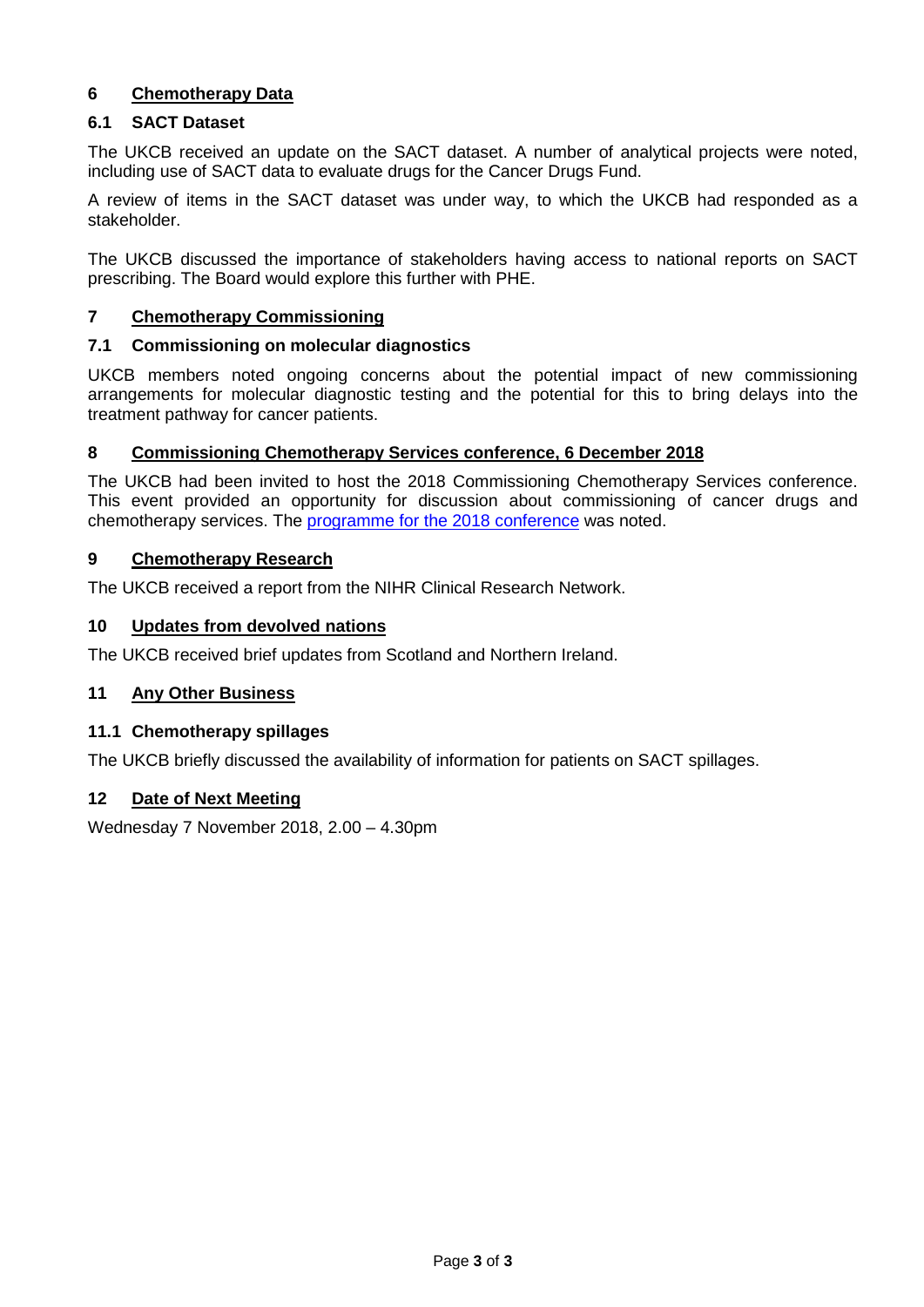## 6 Chemotherapy Data

### 6.1 SACT Dataset

The UKCB received an update on the SACT dataset. A number of analytical projects were noted, including use of SACT data to evaluate drugs for the Cancer Drugs Fund.

A review of items in the SACT dataset was under way, to which the UKCB had responded as a stakeholder.

The UKCB discussed the importance of stakeholders having access to national reports on SACT prescribing. The Board would explore this further with PHE.

## 7 Chemotherapy Commissioning

### 7.1 Commissioning on molecular diagnostics

UKCB members noted ongoing concerns about the potential impact of new commissioning arrangements for molecular diagnostic testing and the potential for this to bring delays into the treatment pathway for cancer patients.

## 8 Commissioning Chemotherapy Services conference, 6 December 2018

The UKCB had been invited to host the 2018 Commissioning Chemotherapy Services conference. This event provided an opportunity for discussion about commissioning of cancer drugs and chemotherapy services. The programme for the 2018 conference was noted.

## 9 Chemotherapy Research

The UKCB received a report from the NIHR Clinical Research Network.

## 10 Updates from devolved nations

The UKCB received brief updates from Scotland and Northern Ireland.

## 11 Any Other Business

### 11.1 Chemotherapy spillages

The UKCB briefly discussed the availability of information for patients on SACT spillages.

## 12 Date of Next Meeting

Wednesday 7 November 2018, 2.00 – 4.30pm